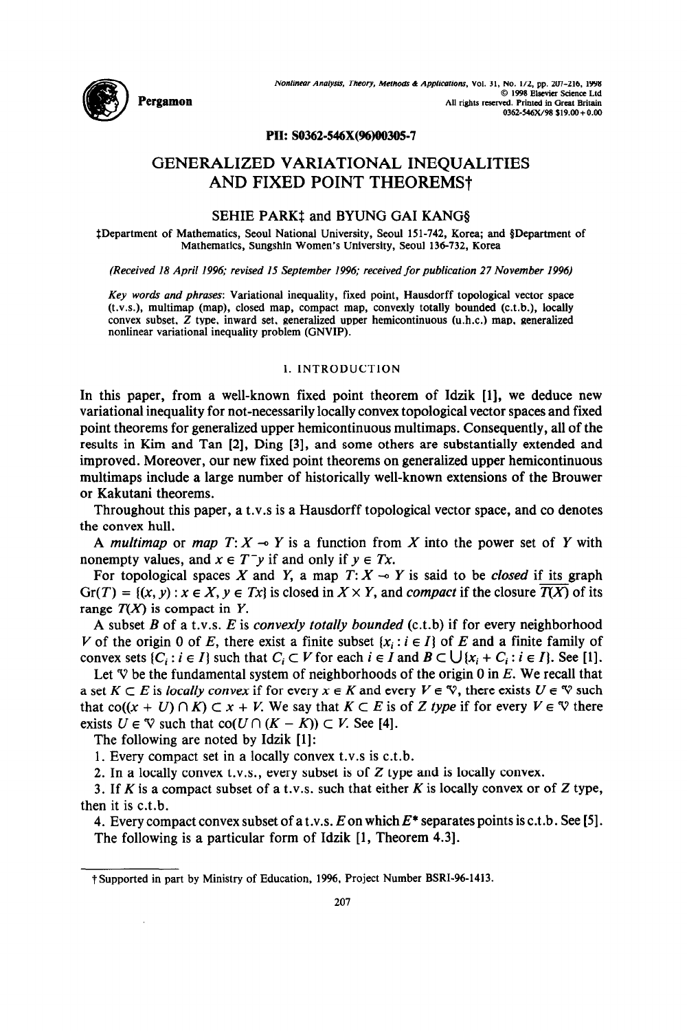PII: S0362-546X(96)00305-7

# GENERALIZED VARIATIONAL INEQUALITIES AND FIXED POINT THEOREMS†

SEHIE PARK‡ and BYUNG GAI KANG§

‡Department of Mathematics, Seoul National University, Seoul 151-742, Korea; and §Department of Mathematics, Sungshin Women's University, Seoul 136-732, Korea

*(Received 18 April 1996; revised 15 September 1996; received for publication 27 November 1996)*

*Key words and phrases*: Variational inequality, fixed point, Hausdorff topological vector space (t.v.s.), multimap (map), closed map, compact map, convexly totally bounded (c.t.b.), locally convex subset, $Z$ type, inward set, generalized upper hemicontinuous (u.h.c.) map, generalized nonlinear variational inequality problem (GNVIP).

## 1. INTRODUCTION

In this paper, from a well-known fixed point theorem of Idzik [1], we deduce new variational inequality for not-necessarily locally convex topological vector spaces and fixed point theorems for generalized upper hemicontinuous multimaps. Consequently, all of the results in Kim and Tan [2], Ding [3], and some others are substantially extended and improved. Moreover, our new fixed point theorems on generalized upper hemicontinuous multimaps include a large number of historically well-known extensions of the Brouwer or Kakutani theorems.

Throughout this paper, a t.v.s is a Hausdorff topological vector space, and co denotes the convex hull.

A *multimap* or *map* $T: X \multimap Y$ is a function from $X$ into the power set of $Y$ with nonempty values, and $x \in T^{-}y$ if and only if $y \in Tx$.

For topological spaces $X$ and $Y$, a map $T: X \multimap Y$ is said to be *closed* if its graph $\mathrm{Gr}(T) = \{(x, y) : x \in X, y \in Tx\}$ is closed in $X \times Y$, and *compact* if the closure $\overline{T(X)}$ of its range $T(X)$ is compact in $Y$.

A subset $B$ of a t.v.s. $E$ is *convexly totally bounded* (c.t.b) if for every neighborhood $V$ of the origin 0 of $E$, there exist a finite subset $\{x_i : i \in I\}$ of $E$ and a finite family of convex sets $\{C_i : i \in I\}$ such that $C_i \subset V$ for each $i \in I$ and $B \subset \bigcup\{x_i + C_i : i \in I\}$. See [1].

Let $\mathcal{V}$ be the fundamental system of neighborhoods of the origin 0 in $E$. We recall that a set $K \subset E$ is *locally convex* if for every $x \in K$ and every $V \in \mathcal{V}$, there exists $U \in \mathcal{V}$ such that $\mathrm{co}((x + U) \cap K) \subset x + V$. We say that $K \subset E$ is of *Z type* if for every $V \in \mathcal{V}$ there exists $U \in \mathcal{V}$ such that $\mathrm{co}(U \cap (K - K)) \subset V$. See [4].

The following are noted by Idzik [1]:

1. Every compact set in a locally convex t.v.s is c.t.b.
2. In a locally convex t.v.s., every subset is of $Z$ type and is locally convex.
3. If $K$ is a compact subset of a t.v.s. such that either $K$ is locally convex or of $Z$ type, then it is c.t.b.
4. Every compact convex subset of a t.v.s. $E$ on which $E^*$ separates points is c.t.b. See [5].

The following is a particular form of Idzik [1, Theorem 4.3].

---

† Supported in part by Ministry of Education, 1996, Project Number BSRI-96-1413.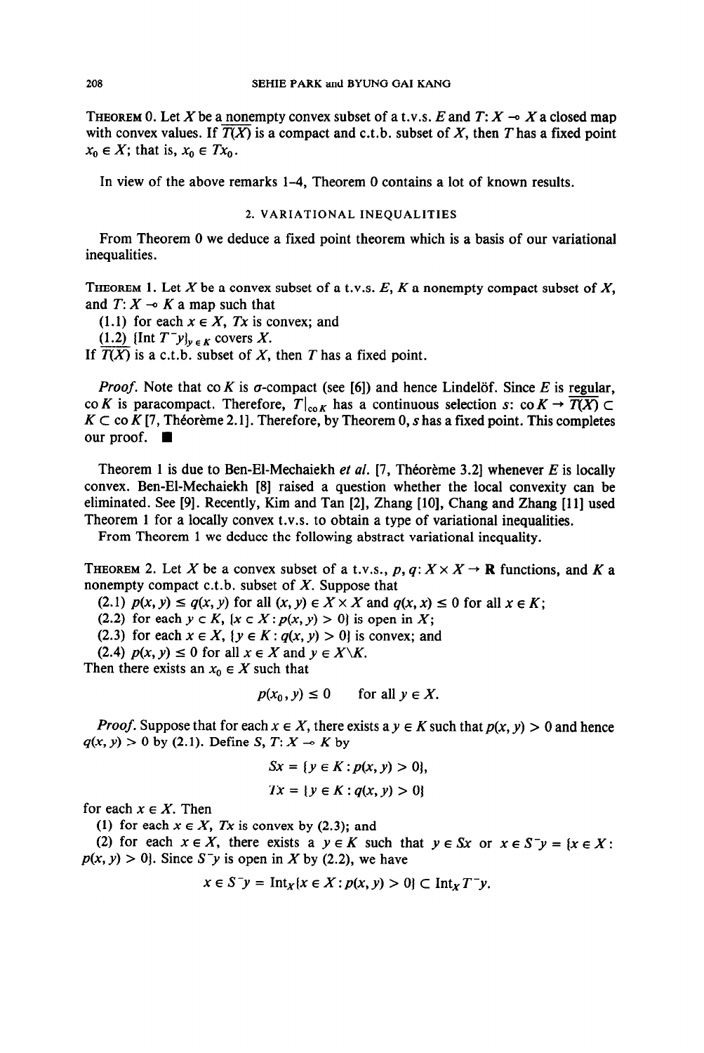THEOREM 0. Let $X$ be a nonempty convex subset of a t.v.s. $E$ and $T: X \multimap X$ a closed map with convex values. If $\overline{T(X)}$ is a compact and c.t.b. subset of $X$, then $T$ has a fixed point $x_0 \in X$; that is, $x_0 \in Tx_0$.

In view of the above remarks 1–4, Theorem 0 contains a lot of known results.

## 2. VARIATIONAL INEQUALITIES

From Theorem 0 we deduce a fixed point theorem which is a basis of our variational inequalities.

THEOREM 1. Let $X$ be a convex subset of a t.v.s. $E$, $K$ a nonempty compact subset of $X$, and $T: X \multimap K$ a map such that

(1.1) for each $x \in X$, $Tx$ is convex; and

(1.2) $\{\text{Int } T^{-}y\}_{y \in K}$ covers $X$.

If $\overline{T(X)}$ is a c.t.b. subset of $X$, then $T$ has a fixed point.

*Proof.* Note that $\text{co}\, K$ is $\sigma$-compact (see [6]) and hence Lindelöf. Since $E$ is regular, $\text{co}\, K$ is paracompact. Therefore, $T|_{\text{co}\, K}$ has a continuous selection $s: \text{co}\, K \to \overline{T(X)} \subset K \subset \text{co}\, K$ [7, Théorème 2.1]. Therefore, by Theorem 0, $s$ has a fixed point. This completes our proof. ■

Theorem 1 is due to Ben-El-Mechaiekh *et al.* [7, Théorème 3.2] whenever $E$ is locally convex. Ben-El-Mechaiekh [8] raised a question whether the local convexity can be eliminated. See [9]. Recently, Kim and Tan [2], Zhang [10], Chang and Zhang [11] used Theorem 1 for a locally convex t.v.s. to obtain a type of variational inequalities.

From Theorem 1 we deduce the following abstract variational inequality.

THEOREM 2. Let $X$ be a convex subset of a t.v.s., $p, q: X \times X \to \mathbf{R}$ functions, and $K$ a nonempty compact c.t.b. subset of $X$. Suppose that

(2.1) $p(x, y) \leq q(x, y)$ for all $(x, y) \in X \times X$ and $q(x, x) \leq 0$ for all $x \in K$;

(2.2) for each $y \in K$, $\{x \in X : p(x, y) > 0\}$ is open in $X$;

(2.3) for each $x \in X$, $\{y \in K : q(x, y) > 0\}$ is convex; and

(2.4) $p(x, y) \leq 0$ for all $x \in X$ and $y \in X \backslash K$.

Then there exists an $x_0 \in X$ such that

$$p(x_0, y) \leq 0 \qquad \text{for all } y \in X.$$

*Proof.* Suppose that for each $x \in X$, there exists a $y \in K$ such that $p(x, y) > 0$ and hence $q(x, y) > 0$ by (2.1). Define $S, T: X \multimap K$ by

$$Sx = \{y \in K : p(x, y) > 0\},$$

$$Tx = \{y \in K : q(x, y) > 0\}$$

for each $x \in X$. Then

(1) for each $x \in X$, $Tx$ is convex by (2.3); and

(2) for each $x \in X$, there exists a $y \in K$ such that $y \in Sx$ or $x \in S^{-}y = \{x \in X : p(x, y) > 0\}$. Since $S^{-}y$ is open in $X$ by (2.2), we have

$$x \in S^{-}y = \text{Int}_X\{x \in X : p(x, y) > 0\} \subset \text{Int}_X T^{-}y.$$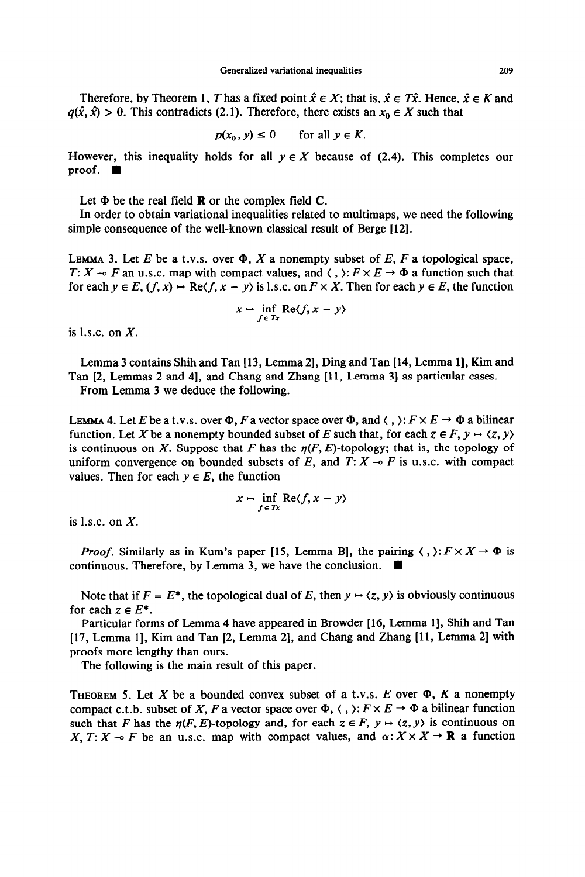Therefore, by Theorem 1, $T$ has a fixed point $\hat{x} \in X$; that is, $\hat{x} \in T\hat{x}$. Hence, $\hat{x} \in K$ and $q(\hat{x}, \hat{x}) > 0$. This contradicts (2.1). Therefore, there exists an $x_0 \in X$ such that

$$p(x_0, y) \leq 0 \qquad \text{for all } y \in K.$$

However, this inequality holds for all $y \in X$ because of (2.4). This completes our proof. ■

Let $\Phi$ be the real field $\mathbf{R}$ or the complex field $\mathbf{C}$.

In order to obtain variational inequalities related to multimaps, we need the following simple consequence of the well-known classical result of Berge [12].

**Lemma 3.** *Let $E$ be a t.v.s. over $\Phi$, $X$ a nonempty subset of $E$, $F$ a topological space, $T: X \multimap F$ an u.s.c. map with compact values, and $\langle\ ,\ \rangle: F \times E \to \Phi$ a function such that for each $y \in E$, $(f, x) \mapsto \operatorname{Re}\langle f, x - y\rangle$ is l.s.c. on $F \times X$. Then for each $y \in E$, the function*

$$x \mapsto \inf_{f \in Tx} \operatorname{Re}\langle f, x - y\rangle$$

*is l.s.c. on $X$.*

Lemma 3 contains Shih and Tan [13, Lemma 2], Ding and Tan [14, Lemma 1], Kim and Tan [2, Lemmas 2 and 4], and Chang and Zhang [11, Lemma 3] as particular cases.

From Lemma 3 we deduce the following.

**Lemma 4.** *Let $E$ be a t.v.s. over $\Phi$, $F$ a vector space over $\Phi$, and $\langle\ ,\ \rangle: F \times E \to \Phi$ a bilinear function. Let $X$ be a nonempty bounded subset of $E$ such that, for each $z \in F$, $y \mapsto \langle z, y\rangle$ is continuous on $X$. Suppose that $F$ has the $\eta(F, E)$-topology; that is, the topology of uniform convergence on bounded subsets of $E$, and $T: X \multimap F$ is u.s.c. with compact values. Then for each $y \in E$, the function*

$$x \mapsto \inf_{f \in Tx} \operatorname{Re}\langle f, x - y\rangle$$

*is l.s.c. on $X$.*

*Proof.* Similarly as in Kum's paper [15, Lemma B], the pairing $\langle\ ,\ \rangle: F \times X \to \Phi$ is continuous. Therefore, by Lemma 3, we have the conclusion. ■

Note that if $F = E^*$, the topological dual of $E$, then $y \mapsto \langle z, y\rangle$ is obviously continuous for each $z \in E^*$.

Particular forms of Lemma 4 have appeared in Browder [16, Lemma 1], Shih and Tan [17, Lemma 1], Kim and Tan [2, Lemma 2], and Chang and Zhang [11, Lemma 2] with proofs more lengthy than ours.

The following is the main result of this paper.

**Theorem 5.** *Let $X$ be a bounded convex subset of a t.v.s. $E$ over $\Phi$, $K$ a nonempty compact c.t.b. subset of $X$, $F$ a vector space over $\Phi$, $\langle\ ,\ \rangle: F \times E \to \Phi$ a bilinear function such that $F$ has the $\eta(F, E)$-topology and, for each $z \in F$, $y \mapsto \langle z, y\rangle$ is continuous on $X$, $T: X \multimap F$ be an u.s.c. map with compact values, and $\alpha: X \times X \to \mathbf{R}$ a function*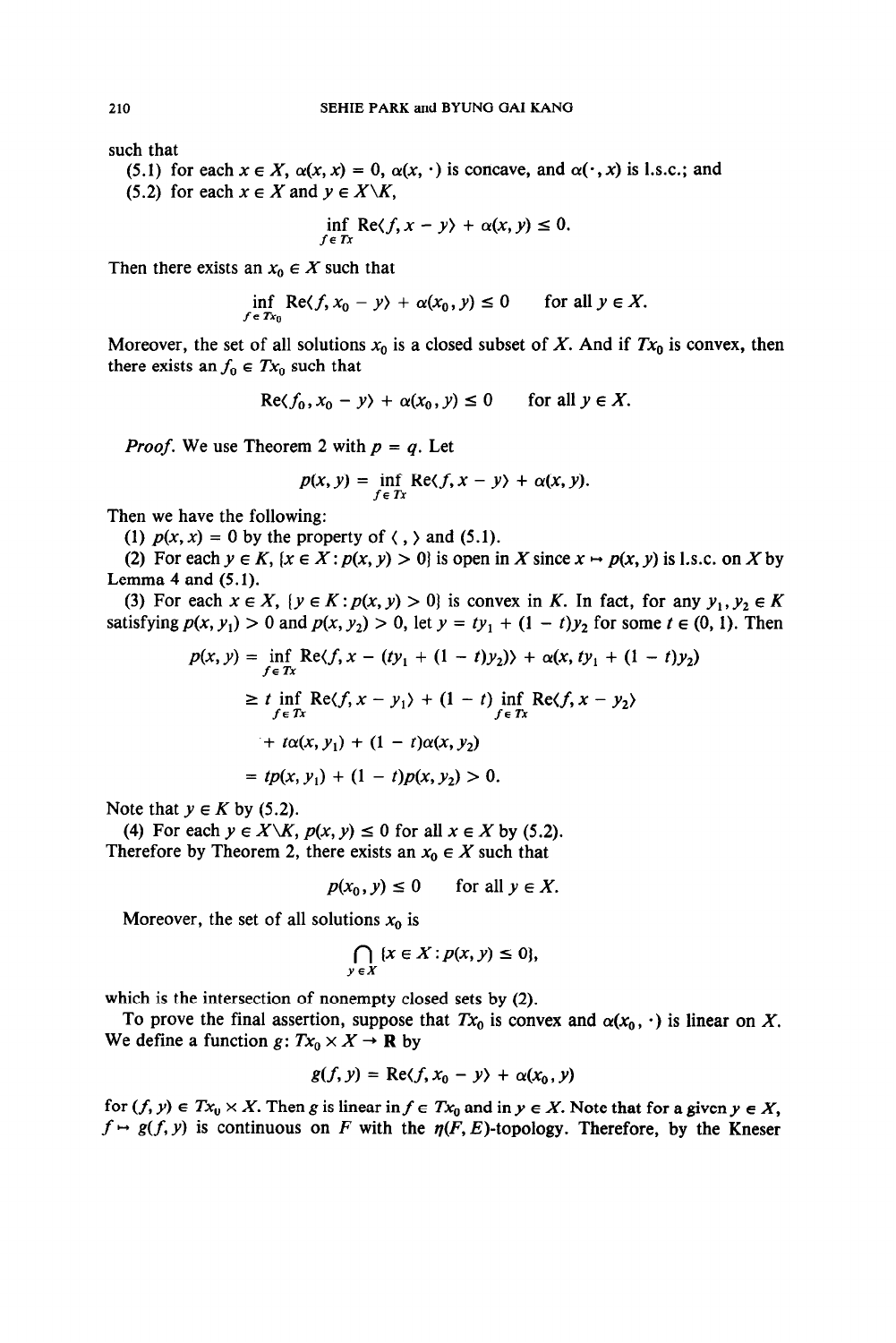such that

(5.1) for each $x \in X$, $\alpha(x, x) = 0$, $\alpha(x, \cdot)$ is concave, and $\alpha(\cdot, x)$ is l.s.c.; and

(5.2) for each $x \in X$ and $y \in X \backslash K$,

$$\inf_{f \in Tx} \operatorname{Re}\langle f, x - y \rangle + \alpha(x, y) \leq 0.$$

Then there exists an $x_0 \in X$ such that

$$\inf_{f \in Tx_0} \operatorname{Re}\langle f, x_0 - y \rangle + \alpha(x_0, y) \leq 0 \qquad \text{for all } y \in X.$$

Moreover, the set of all solutions $x_0$ is a closed subset of $X$. And if $Tx_0$ is convex, then there exists an $f_0 \in Tx_0$ such that

$$\operatorname{Re}\langle f_0, x_0 - y \rangle + \alpha(x_0, y) \leq 0 \qquad \text{for all } y \in X.$$

*Proof.* We use Theorem 2 with $p = q$. Let

$$p(x, y) = \inf_{f \in Tx} \operatorname{Re}\langle f, x - y \rangle + \alpha(x, y).$$

Then we have the following:

(1) $p(x, x) = 0$ by the property of $\langle\, , \rangle$ and (5.1).

(2) For each $y \in K$, $\{x \in X : p(x, y) > 0\}$ is open in $X$ since $x \mapsto p(x, y)$ is l.s.c. on $X$ by Lemma 4 and (5.1).

(3) For each $x \in X$, $\{y \in K : p(x, y) > 0\}$ is convex in $K$. In fact, for any $y_1, y_2 \in K$ satisfying $p(x, y_1) > 0$ and $p(x, y_2) > 0$, let $y = ty_1 + (1 - t)y_2$ for some $t \in (0, 1)$. Then

$$\begin{aligned} p(x, y) &= \inf_{f \in Tx} \operatorname{Re}\langle f, x - (ty_1 + (1 - t)y_2) \rangle + \alpha(x, ty_1 + (1 - t)y_2) \\ &\geq t \inf_{f \in Tx} \operatorname{Re}\langle f, x - y_1 \rangle + (1 - t) \inf_{f \in Tx} \operatorname{Re}\langle f, x - y_2 \rangle \\ &\quad + t\alpha(x, y_1) + (1 - t)\alpha(x, y_2) \\ &= tp(x, y_1) + (1 - t)p(x, y_2) > 0. \end{aligned}$$

Note that $y \in K$ by (5.2).

(4) For each $y \in X \backslash K$, $p(x, y) \leq 0$ for all $x \in X$ by (5.2).

Therefore by Theorem 2, there exists an $x_0 \in X$ such that

$$p(x_0, y) \leq 0 \qquad \text{for all } y \in X.$$

Moreover, the set of all solutions $x_0$ is

$$\bigcap_{y \in X} \{x \in X : p(x, y) \leq 0\},$$

which is the intersection of nonempty closed sets by (2).

To prove the final assertion, suppose that $Tx_0$ is convex and $\alpha(x_0, \cdot)$ is linear on $X$. We define a function $g : Tx_0 \times X \to \mathbf{R}$ by

$$g(f, y) = \operatorname{Re}\langle f, x_0 - y \rangle + \alpha(x_0, y)$$

for $(f, y) \in Tx_0 \times X$. Then $g$ is linear in $f \in Tx_0$ and in $y \in X$. Note that for a given $y \in X$, $f \mapsto g(f, y)$ is continuous on $F$ with the $\eta(F, E)$-topology. Therefore, by the Kneser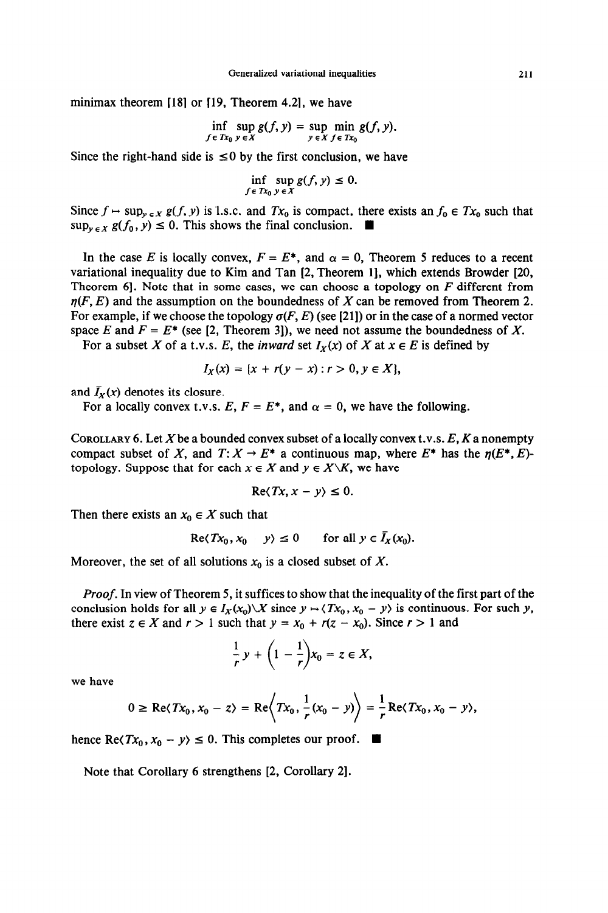minimax theorem [18] or [19, Theorem 4.2], we have

$$\inf_{f \in Tx_0} \sup_{y \in X} g(f, y) = \sup_{y \in X} \min_{f \in Tx_0} g(f, y).$$

Since the right-hand side is $\leq 0$ by the first conclusion, we have

$$\inf_{f \in Tx_0} \sup_{y \in X} g(f, y) \leq 0.$$

Since $f \mapsto \sup_{y \in X} g(f, y)$ is l.s.c. and $Tx_0$ is compact, there exists an $f_0 \in Tx_0$ such that $\sup_{y \in X} g(f_0, y) \leq 0$. This shows the final conclusion. ∎

In the case $E$ is locally convex, $F = E^*$, and $\alpha = 0$, Theorem 5 reduces to a recent variational inequality due to Kim and Tan [2, Theorem 1], which extends Browder [20, Theorem 6]. Note that in some cases, we can choose a topology on $F$ different from $\eta(F, E)$ and the assumption on the boundedness of $X$ can be removed from Theorem 2. For example, if we choose the topology $\sigma(F, E)$ (see [21]) or in the case of a normed vector space $E$ and $F = E^*$ (see [2, Theorem 3]), we need not assume the boundedness of $X$.

For a subset $X$ of a t.v.s. $E$, the *inward* set $I_X(x)$ of $X$ at $x \in E$ is defined by

$$I_X(x) = \{x + r(y - x) : r > 0, y \in X\},$$

and $\bar{I}_X(x)$ denotes its closure.

For a locally convex t.v.s. $E$, $F = E^*$, and $\alpha = 0$, we have the following.

COROLLARY 6. Let $X$ be a bounded convex subset of a locally convex t.v.s. $E$, $K$ a nonempty compact subset of $X$, and $T: X \to E^*$ a continuous map, where $E^*$ has the $\eta(E^*, E)$-topology. Suppose that for each $x \in X$ and $y \in X \backslash K$, we have

$$\operatorname{Re}\langle Tx, x - y\rangle \leq 0.$$

Then there exists an $x_0 \in X$ such that

$$\operatorname{Re}\langle Tx_0, x_0 - y\rangle \leq 0 \qquad \text{for all } y \in \bar{I}_X(x_0).$$

Moreover, the set of all solutions $x_0$ is a closed subset of $X$.

*Proof.* In view of Theorem 5, it suffices to show that the inequality of the first part of the conclusion holds for all $y \in I_X(x_0)\backslash X$ since $y \mapsto \langle Tx_0, x_0 - y\rangle$ is continuous. For such $y$, there exist $z \in X$ and $r > 1$ such that $y = x_0 + r(z - x_0)$. Since $r > 1$ and

$$\frac{1}{r}y + \left(1 - \frac{1}{r}\right)x_0 = z \in X,$$

we have

$$0 \geq \operatorname{Re}\langle Tx_0, x_0 - z\rangle = \operatorname{Re}\left\langle Tx_0, \frac{1}{r}(x_0 - y)\right\rangle = \frac{1}{r}\operatorname{Re}\langle Tx_0, x_0 - y\rangle,$$

hence $\operatorname{Re}\langle Tx_0, x_0 - y\rangle \leq 0$. This completes our proof. ∎

Note that Corollary 6 strengthens [2, Corollary 2].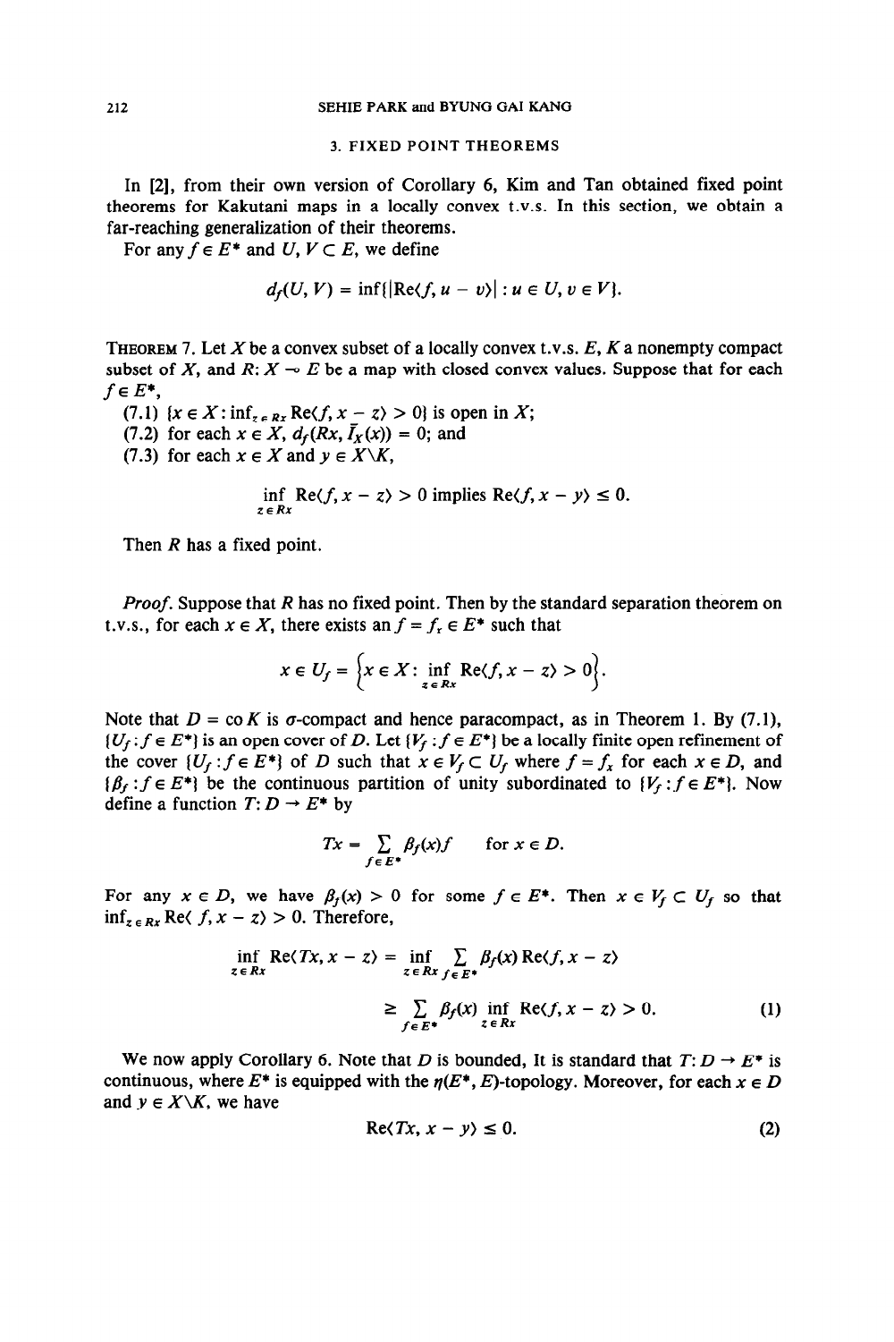## 3. FIXED POINT THEOREMS

In [2], from their own version of Corollary 6, Kim and Tan obtained fixed point theorems for Kakutani maps in a locally convex t.v.s. In this section, we obtain a far-reaching generalization of their theorems.

For any $f \in E^*$ and $U, V \subset E$, we define

$$d_f(U, V) = \inf\{|\mathrm{Re}\langle f, u - v\rangle| : u \in U, v \in V\}.$$

THEOREM 7. Let $X$ be a convex subset of a locally convex t.v.s. $E$, $K$ a nonempty compact subset of $X$, and $R: X \multimap E$ be a map with closed convex values. Suppose that for each $f \in E^*$,

(7.1) $\{x \in X : \inf_{z \in Rx} \mathrm{Re}\langle f, x - z\rangle > 0\}$ is open in $X$;

(7.2) for each $x \in X$, $d_f(Rx, \bar{I}_X(x)) = 0$; and

(7.3) for each $x \in X$ and $y \in X \backslash K$,

$$\inf_{z \in Rx} \mathrm{Re}\langle f, x - z\rangle > 0 \text{ implies } \mathrm{Re}\langle f, x - y\rangle \leq 0.$$

Then $R$ has a fixed point.

*Proof.* Suppose that $R$ has no fixed point. Then by the standard separation theorem on t.v.s., for each $x \in X$, there exists an $f = f_x \in E^*$ such that

$$x \in U_f = \left\{x \in X : \inf_{z \in Rx} \mathrm{Re}\langle f, x - z\rangle > 0\right\}.$$

Note that $D = \mathrm{co}\, K$ is $\sigma$-compact and hence paracompact, as in Theorem 1. By (7.1), $\{U_f : f \in E^*\}$ is an open cover of $D$. Let $\{V_f : f \in E^*\}$ be a locally finite open refinement of the cover $\{U_f : f \in E^*\}$ of $D$ such that $x \in V_f \subset U_f$ where $f = f_x$ for each $x \in D$, and $\{\beta_f : f \in E^*\}$ be the continuous partition of unity subordinated to $\{V_f : f \in E^*\}$. Now define a function $T: D \to E^*$ by

$$Tx = \sum_{f \in E^*} \beta_f(x) f \qquad \text{for } x \in D.$$

For any $x \in D$, we have $\beta_f(x) > 0$ for some $f \in E^*$. Then $x \in V_f \subset U_f$ so that $\inf_{z \in Rx} \mathrm{Re}\langle f, x - z\rangle > 0$. Therefore,

$$\begin{aligned}
\inf_{z \in Rx} \mathrm{Re}\langle Tx, x - z\rangle &= \inf_{z \in Rx} \sum_{f \in E^*} \beta_f(x) \mathrm{Re}\langle f, x - z\rangle \\
&\geq \sum_{f \in E^*} \beta_f(x) \inf_{z \in Rx} \mathrm{Re}\langle f, x - z\rangle > 0. \qquad (1)
\end{aligned}$$

We now apply Corollary 6. Note that $D$ is bounded, It is standard that $T: D \to E^*$ is continuous, where $E^*$ is equipped with the $\eta(E^*, E)$-topology. Moreover, for each $x \in D$ and $y \in X \backslash K$, we have

$$\mathrm{Re}\langle Tx, x - y\rangle \leq 0. \qquad (2)$$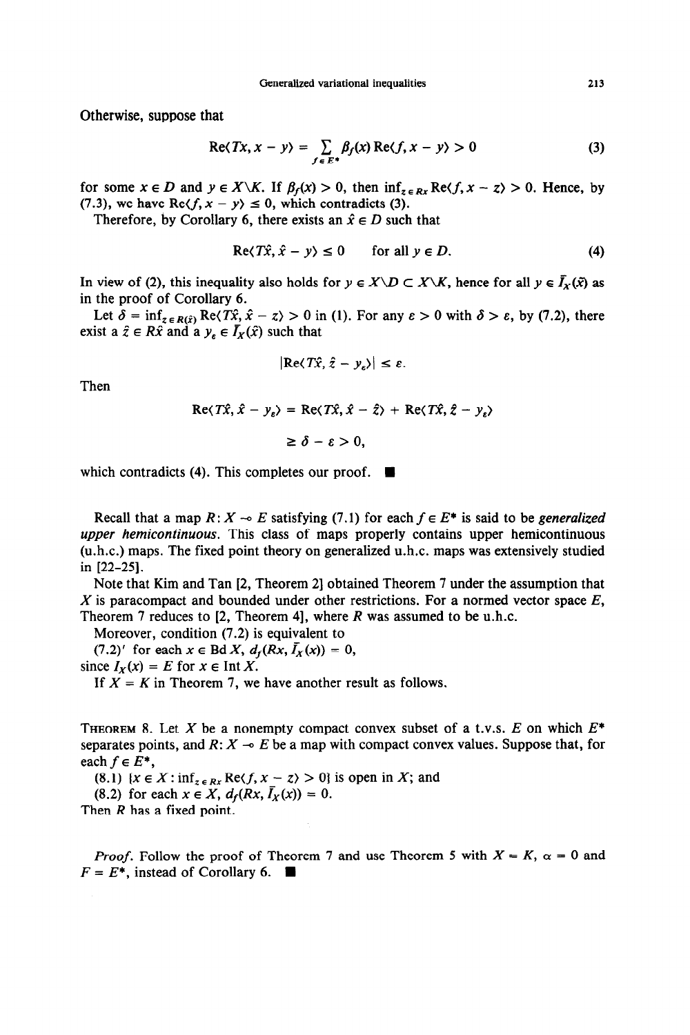Otherwise, suppose that

$$\operatorname{Re}\langle Tx, x - y\rangle = \sum_{f \in E^*} \beta_f(x) \operatorname{Re}\langle f, x - y\rangle > 0 \tag{3}$$

for some $x \in D$ and $y \in X \backslash K$. If $\beta_f(x) > 0$, then $\inf_{z \in Rx} \operatorname{Re}\langle f, x - z\rangle > 0$. Hence, by (7.3), we have $\operatorname{Re}\langle f, x - y\rangle \leq 0$, which contradicts (3).

Therefore, by Corollary 6, there exists an $\hat{x} \in D$ such that

$$\operatorname{Re}\langle T\hat{x}, \hat{x} - y\rangle \leq 0 \quad \text{for all } y \in D. \tag{4}$$

In view of (2), this inequality also holds for $y \in X \backslash D \subset X \backslash K$, hence for all $y \in \bar{I}_X(\hat{x})$ as in the proof of Corollary 6.

Let $\delta = \inf_{z \in R(\hat{x})} \operatorname{Re}\langle T\hat{x}, \hat{x} - z\rangle > 0$ in (1). For any $\varepsilon > 0$ with $\delta > \varepsilon$, by (7.2), there exist a $\hat{z} \in R\hat{x}$ and a $y_\varepsilon \in \bar{I}_X(\hat{x})$ such that

$$|\operatorname{Re}\langle T\hat{x}, \hat{z} - y_\varepsilon\rangle| \leq \varepsilon.$$

Then

$$\begin{aligned} \operatorname{Re}\langle T\hat{x}, \hat{x} - y_\varepsilon\rangle &= \operatorname{Re}\langle T\hat{x}, \hat{x} - \hat{z}\rangle + \operatorname{Re}\langle T\hat{x}, \hat{z} - y_\varepsilon\rangle \\ &\geq \delta - \varepsilon > 0, \end{aligned}$$

which contradicts (4). This completes our proof. ■

Recall that a map $R: X \multimap E$ satisfying (7.1) for each $f \in E^*$ is said to be *generalized upper hemicontinuous*. This class of maps properly contains upper hemicontinuous (u.h.c.) maps. The fixed point theory on generalized u.h.c. maps was extensively studied in [22–25].

Note that Kim and Tan [2, Theorem 2] obtained Theorem 7 under the assumption that $X$ is paracompact and bounded under other restrictions. For a normed vector space $E$, Theorem 7 reduces to [2, Theorem 4], where $R$ was assumed to be u.h.c.

Moreover, condition (7.2) is equivalent to

(7.2)′ for each $x \in \operatorname{Bd} X$, $d_f(Rx, \bar{I}_X(x)) = 0$,

since $I_X(x) = E$ for $x \in \operatorname{Int} X$.

If $X = K$ in Theorem 7, we have another result as follows.

THEOREM 8. Let $X$ be a nonempty compact convex subset of a t.v.s. $E$ on which $E^*$ separates points, and $R: X \multimap E$ be a map with compact convex values. Suppose that, for each $f \in E^*$,

(8.1) $\{x \in X : \inf_{z \in Rx} \operatorname{Re}\langle f, x - z\rangle > 0\}$ is open in $X$; and

(8.2) for each $x \in X$, $d_f(Rx, \bar{I}_X(x)) = 0$.

Then $R$ has a fixed point.

*Proof.* Follow the proof of Theorem 7 and use Theorem 5 with $X = K$, $\alpha = 0$ and $F = E^*$, instead of Corollary 6. ■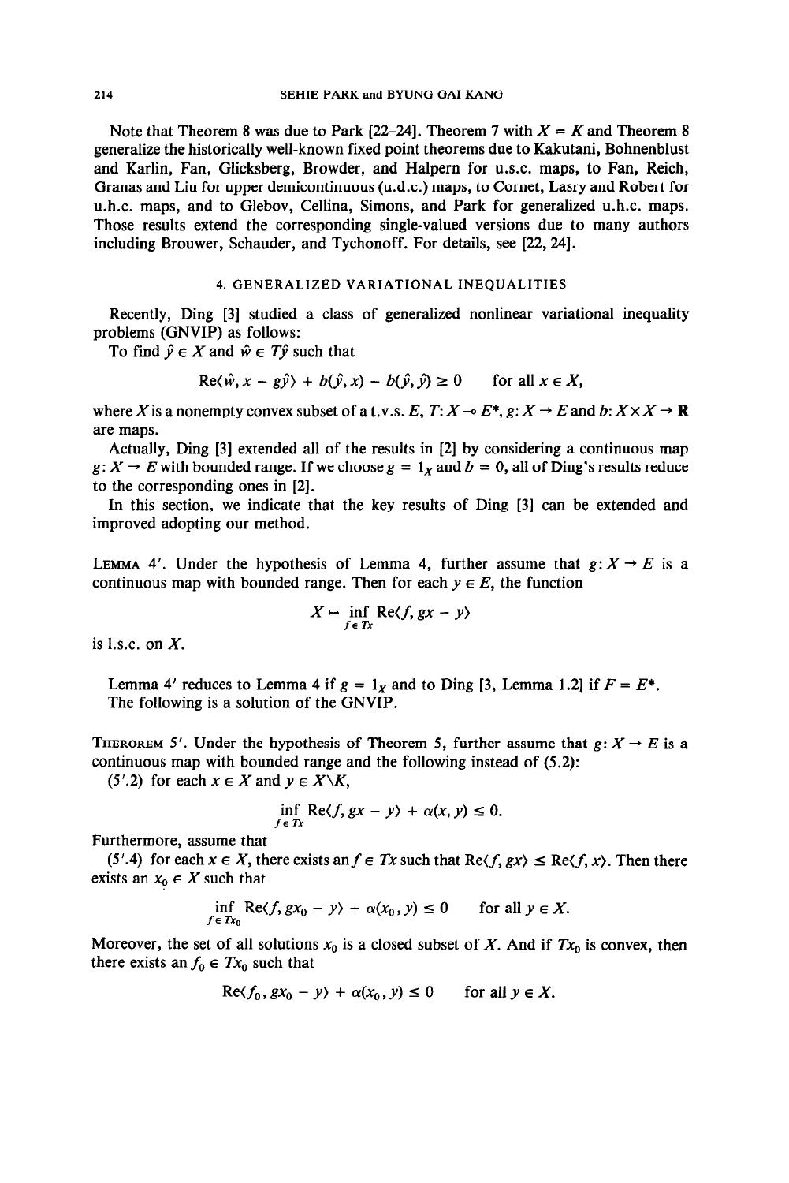Note that Theorem 8 was due to Park [22–24]. Theorem 7 with $X = K$ and Theorem 8 generalize the historically well-known fixed point theorems due to Kakutani, Bohnenblust and Karlin, Fan, Glicksberg, Browder, and Halpern for u.s.c. maps, to Fan, Reich, Granas and Liu for upper demicontinuous (u.d.c.) maps, to Cornet, Lasry and Robert for u.h.c. maps, and to Glebov, Cellina, Simons, and Park for generalized u.h.c. maps. Those results extend the corresponding single-valued versions due to many authors including Brouwer, Schauder, and Tychonoff. For details, see [22, 24].

## 4. GENERALIZED VARIATIONAL INEQUALITIES

Recently, Ding [3] studied a class of generalized nonlinear variational inequality problems (GNVIP) as follows:

To find $\hat{y} \in X$ and $\hat{w} \in T\hat{y}$ such that

$$\mathrm{Re}\langle \hat{w}, x - g\hat{y}\rangle + b(\hat{y}, x) - b(\hat{y}, \hat{y}) \geq 0 \qquad \text{for all } x \in X,$$

where $X$ is a nonempty convex subset of a t.v.s. $E$, $T: X \multimap E^*$, $g: X \to E$ and $b: X \times X \to \mathbf{R}$ are maps.

Actually, Ding [3] extended all of the results in [2] by considering a continuous map $g: X \to E$ with bounded range. If we choose $g = 1_X$ and $b = 0$, all of Ding's results reduce to the corresponding ones in [2].

In this section, we indicate that the key results of Ding [3] can be extended and improved adopting our method.

LEMMA 4′. Under the hypothesis of Lemma 4, further assume that $g: X \to E$ is a continuous map with bounded range. Then for each $y \in E$, the function

$$X \mapsto \inf_{f \in Tx} \mathrm{Re}\langle f, gx - y\rangle$$

is l.s.c. on $X$.

Lemma 4′ reduces to Lemma 4 if $g = 1_X$ and to Ding [3, Lemma 1.2] if $F = E^*$.

The following is a solution of the GNVIP.

THEOREM 5′. Under the hypothesis of Theorem 5, further assume that $g: X \to E$ is a continuous map with bounded range and the following instead of (5.2):

(5′.2) for each $x \in X$ and $y \in X \backslash K$,

$$\inf_{f \in Tx} \mathrm{Re}\langle f, gx - y\rangle + \alpha(x, y) \leq 0.$$

Furthermore, assume that

(5′.4) for each $x \in X$, there exists an $f \in Tx$ such that $\mathrm{Re}\langle f, gx\rangle \leq \mathrm{Re}\langle f, x\rangle$. Then there exists an $x_0 \in X$ such that

$$\inf_{f \in Tx_0} \mathrm{Re}\langle f, gx_0 - y\rangle + \alpha(x_0, y) \leq 0 \qquad \text{for all } y \in X.$$

Moreover, the set of all solutions $x_0$ is a closed subset of $X$. And if $Tx_0$ is convex, then there exists an $f_0 \in Tx_0$ such that

$$\mathrm{Re}\langle f_0, gx_0 - y\rangle + \alpha(x_0, y) \leq 0 \qquad \text{for all } y \in X.$$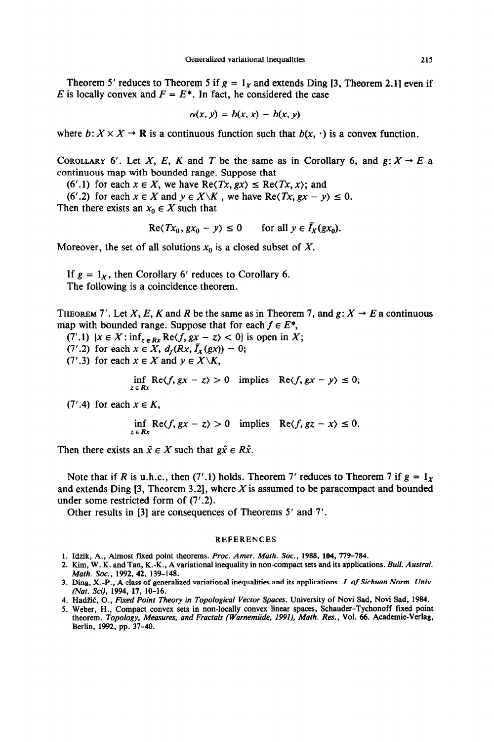Theorem 5′ reduces to Theorem 5 if $g = 1_X$ and extends Ding [3, Theorem 2.1] even if $E$ is locally convex and $F = E^*$. In fact, he considered the case

$$\alpha(x, y) = b(x, x) - b(x, y)$$

where $b: X \times X \to \mathbf{R}$ is a continuous function such that $b(x, \cdot)$ is a convex function.

COROLLARY 6′. *Let $X$, $E$, $K$ and $T$ be the same as in Corollary 6, and $g: X \to E$ a continuous map with bounded range. Suppose that*

*(6′.1) for each $x \in X$, we have $\mathrm{Re}\langle Tx, gx\rangle \leq \mathrm{Re}\langle Tx, x\rangle$; and*

*(6′.2) for each $x \in X$ and $y \in X \backslash K$, we have $\mathrm{Re}\langle Tx, gx - y\rangle \leq 0$.*

*Then there exists an $x_0 \in X$ such that*

$$\mathrm{Re}\langle Tx_0, gx_0 - y\rangle \leq 0 \qquad \text{for all } y \in \bar{I}_X(gx_0).$$

*Moreover, the set of all solutions $x_0$ is a closed subset of $X$.*

If $g = 1_X$, then Corollary 6′ reduces to Corollary 6.

The following is a coincidence theorem.

THEOREM 7′. *Let $X$, $E$, $K$ and $R$ be the same as in Theorem 7, and $g: X \to E$ a continuous map with bounded range. Suppose that for each $f \in E^*$,*

*(7′.1) $\{x \in X : \inf_{z \in Rx} \mathrm{Re}\langle f, gx - z\rangle < 0\}$ is open in $X$;*

*(7′.2) for each $x \in X$, $d_f(Rx, \bar{I}_X(gx)) = 0$;*

*(7′.3) for each $x \in X$ and $y \in X \backslash K$,*

$$\inf_{z \in Rx} \mathrm{Re}\langle f, gx - z\rangle > 0 \quad \text{implies} \quad \mathrm{Re}\langle f, gx - y\rangle \leq 0;$$

*(7′.4) for each $x \in K$,*

$$\inf_{z \in Rx} \mathrm{Re}\langle f, gx - z\rangle > 0 \quad \text{implies} \quad \mathrm{Re}\langle f, gz - x\rangle \leq 0.$$

*Then there exists an $\hat{x} \in X$ such that $g\hat{x} \in R\hat{x}$.*

Note that if $R$ is u.h.c., then (7′.1) holds. Theorem 7′ reduces to Theorem 7 if $g = 1_X$ and extends Ding [3, Theorem 3.2], where $X$ is assumed to be paracompact and bounded under some restricted form of (7′.2).

Other results in [3] are consequences of Theorems 5′ and 7′.

## REFERENCES

1. Idzik, A., Almost fixed point theorems. *Proc. Amer. Math. Soc.*, 1988, **104**, 779–784.
2. Kim, W. K. and Tan, K.-K., A variational inequality in non-compact sets and its applications. *Bull. Austral. Math. Soc.*, 1992, **42**, 139–148.
3. Ding, X.-P., A class of generalized variational inequalities and its applications. *J. of Sichuan Norm. Univ. (Nat. Sci)*, 1994, **17**, 10–16.
4. Hadžić, O., *Fixed Point Theory in Topological Vector Spaces*. University of Novi Sad, Novi Sad, 1984.
5. Weber, H., Compact convex sets in non-locally convex linear spaces, Schauder-Tychonoff fixed point theorem. *Topology, Measures, and Fractals (Warnemüde, 1991), Math. Res.*, Vol. 66. Academie-Verlag, Berlin, 1992, pp. 37–40.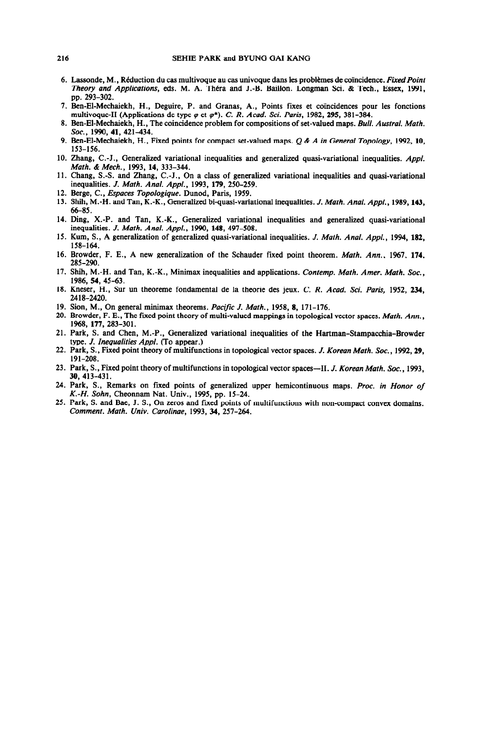6. Lassonde, M., Réduction du cas multivoque au cas univoque dans les problèmes de coïncidence. *Fixed Point Theory and Applications*, eds. M. A. Théra and J.-B. Baillon. Longman Sci. & Tech., Essex, 1991, pp. 293–302.
7. Ben-El-Mechaiekh, H., Deguire, P. and Granas, A., Points fixes et coïncidences pour les fonctions multivoque-II (Applications de type $\varphi$ et $\varphi^*$). *C. R. Acad. Sci. Paris*, 1982, **295**, 381–384.
8. Ben-El-Mechaiekh, H., The coincidence problem for compositions of set-valued maps. *Bull. Austral. Math. Soc.*, 1990, **41**, 421–434.
9. Ben-El-Mechaiekh, H., Fixed points for compact set-valued maps. *Q & A in General Topology*, 1992, **10**, 153–156.
10. Zhang, C.-J., Generalized variational inequalities and generalized quasi-variational inequalities. *Appl. Math. & Mech.*, 1993, **14**, 333–344.
11. Chang, S.-S. and Zhang, C.-J., On a class of generalized variational inequalities and quasi-variational inequalities. *J. Math. Anal. Appl.*, 1993, **179**, 250–259.
12. Berge, C., *Espaces Topologique*. Dunod, Paris, 1959.
13. Shih, M.-H. and Tan, K.-K., Generalized bi-quasi-variational inequalities. *J. Math. Anal. Appl.*, 1989, **143**, 66–85.
14. Ding, X.-P. and Tan, K.-K., Generalized variational inequalities and generalized quasi-variational inequalities. *J. Math. Anal. Appl.*, 1990, **148**, 497–508.
15. Kum, S., A generalization of generalized quasi-variational inequalities. *J. Math. Anal. Appl.*, 1994, **182**, 158–164.
16. Browder, F. E., A new generalization of the Schauder fixed point theorem. *Math. Ann.*, 1967, **174**, 285–290.
17. Shih, M.-H. and Tan, K.-K., Minimax inequalities and applications. *Contemp. Math. Amer. Math. Soc.*, 1986, **54**, 45–63.
18. Kneser, H., Sur un theoreme fondamental de la theorie des jeux. *C. R. Acad. Sci. Paris*, 1952, **234**, 2418–2420.
19. Sion, M., On general minimax theorems. *Pacific J. Math.*, 1958, **8**, 171–176.
20. Browder, F. E., The fixed point theory of multi-valued mappings in topological vector spaces. *Math. Ann.*, 1968, **177**, 283–301.
21. Park, S. and Chen, M.-P., Generalized variational inequalities of the Hartman–Stampacchia–Browder type. *J. Inequalities Appl.* (To appear.)
22. Park, S., Fixed point theory of multifunctions in topological vector spaces. *J. Korean Math. Soc.*, 1992, **29**, 191–208.
23. Park, S., Fixed point theory of multifunctions in topological vector spaces—II. *J. Korean Math. Soc.*, 1993, **30**, 413–431.
24. Park, S., Remarks on fixed points of generalized upper hemicontinuous maps. *Proc. in Honor of K.-H. Sohn*, Cheonnam Nat. Univ., 1995, pp. 15–24.
25. Park, S. and Bae, J. S., On zeros and fixed points of multifunctions with non-compact convex domains. *Comment. Math. Univ. Carolinae*, 1993, **34**, 257–264.